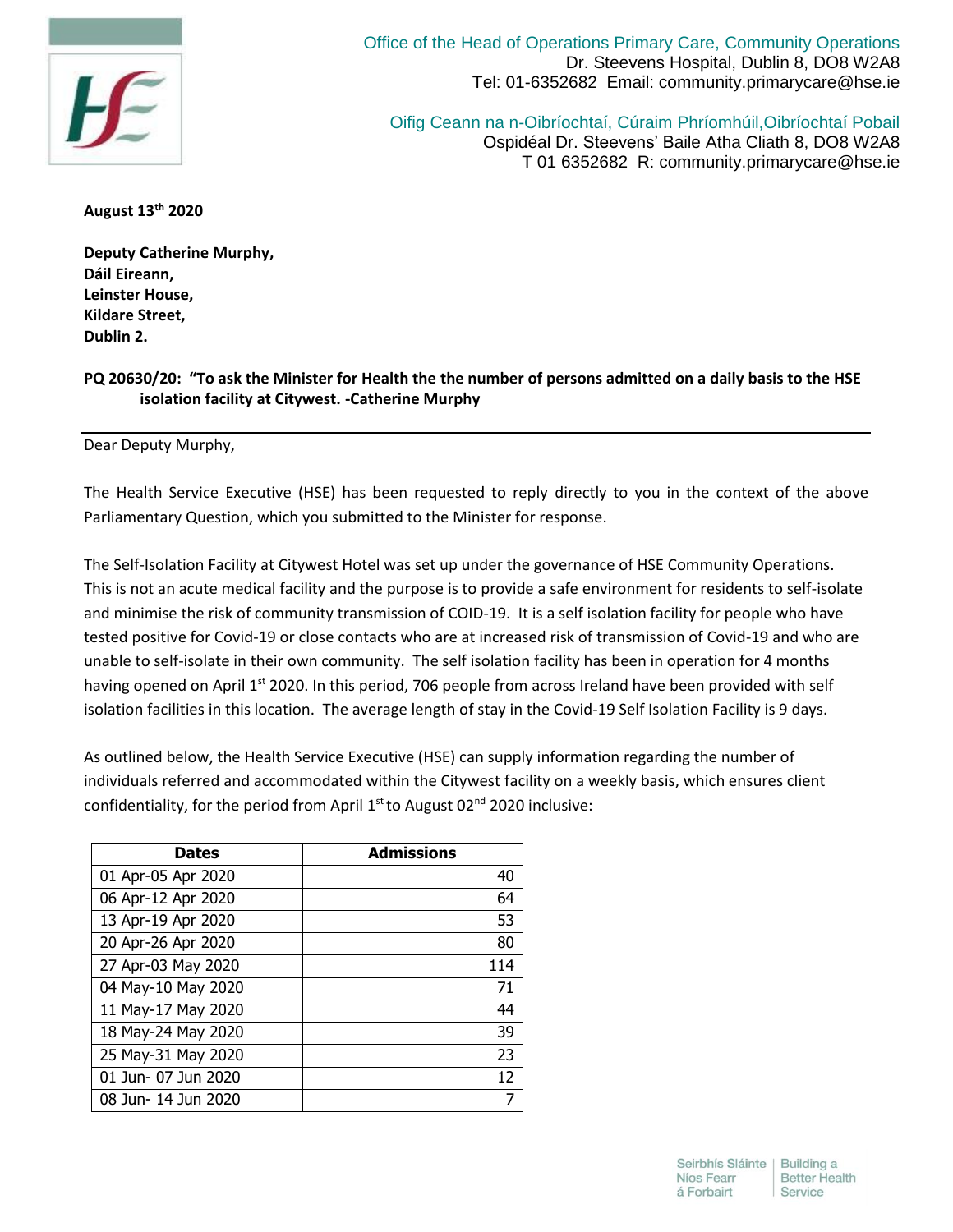Office of the Head of Operations Primary Care, Community Operations
Dr. Steevens Hospital, Dublin 8, DO8 W2A8
Tel: 01-6352682 Email: community.primarycare@hse.ie

Oifig Ceann na n-Oibríochtaí, Cúraim Phríomhúil,Oibríochtaí Pobail
Ospidéal Dr. Steevens' Baile Atha Cliath 8, DO8 W2A8
T 01 6352682 R: community.primarycare@hse.ie

**August 13th 2020**

**Deputy Catherine Murphy,**
**Dáil Eireann,**
**Leinster House,**
**Kildare Street,**
**Dublin 2.**

**PQ 20630/20: "To ask the Minister for Health the the number of persons admitted on a daily basis to the HSE isolation facility at Citywest. -Catherine Murphy**

---

Dear Deputy Murphy,

The Health Service Executive (HSE) has been requested to reply directly to you in the context of the above Parliamentary Question, which you submitted to the Minister for response.

The Self-Isolation Facility at Citywest Hotel was set up under the governance of HSE Community Operations. This is not an acute medical facility and the purpose is to provide a safe environment for residents to self-isolate and minimise the risk of community transmission of COID-19. It is a self isolation facility for people who have tested positive for Covid-19 or close contacts who are at increased risk of transmission of Covid-19 and who are unable to self-isolate in their own community. The self isolation facility has been in operation for 4 months having opened on April 1st 2020. In this period, 706 people from across Ireland have been provided with self isolation facilities in this location. The average length of stay in the Covid-19 Self Isolation Facility is 9 days.

As outlined below, the Health Service Executive (HSE) can supply information regarding the number of individuals referred and accommodated within the Citywest facility on a weekly basis, which ensures client confidentiality, for the period from April 1st to August 02nd 2020 inclusive:

| Dates | Admissions |
|---|---:|
| 01 Apr-05 Apr 2020 | 40 |
| 06 Apr-12 Apr 2020 | 64 |
| 13 Apr-19 Apr 2020 | 53 |
| 20 Apr-26 Apr 2020 | 80 |
| 27 Apr-03 May 2020 | 114 |
| 04 May-10 May 2020 | 71 |
| 11 May-17 May 2020 | 44 |
| 18 May-24 May 2020 | 39 |
| 25 May-31 May 2020 | 23 |
| 01 Jun- 07 Jun 2020 | 12 |
| 08 Jun- 14 Jun 2020 | 7 |

Seirbhís Sláinte Níos Fearr á Forbairt | Building a Better Health Service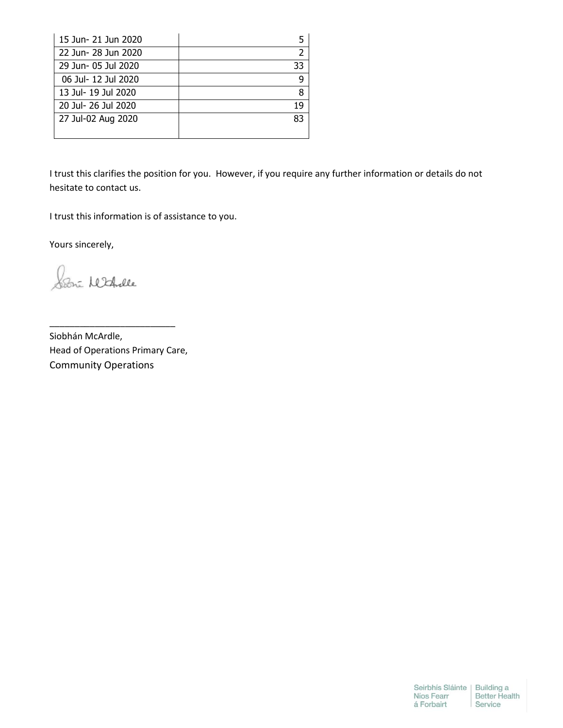| | |
|---|---|
| 15 Jun- 21 Jun 2020 | 5 |
| 22 Jun- 28 Jun 2020 | 2 |
| 29 Jun- 05 Jul 2020 | 33 |
| 06 Jul- 12 Jul 2020 | 9 |
| 13 Jul- 19 Jul 2020 | 8 |
| 20 Jul- 26 Jul 2020 | 19 |
| 27 Jul-02 Aug 2020 | 83 |

I trust this clarifies the position for you. However, if you require any further information or details do not hesitate to contact us.

I trust this information is of assistance to you.

Yours sincerely,

\_\_\_\_\_\_\_\_\_\_\_\_\_\_\_\_\_\_\_\_\_\_\_\_\_

Siobhán McArdle,
Head of Operations Primary Care,
Community Operations